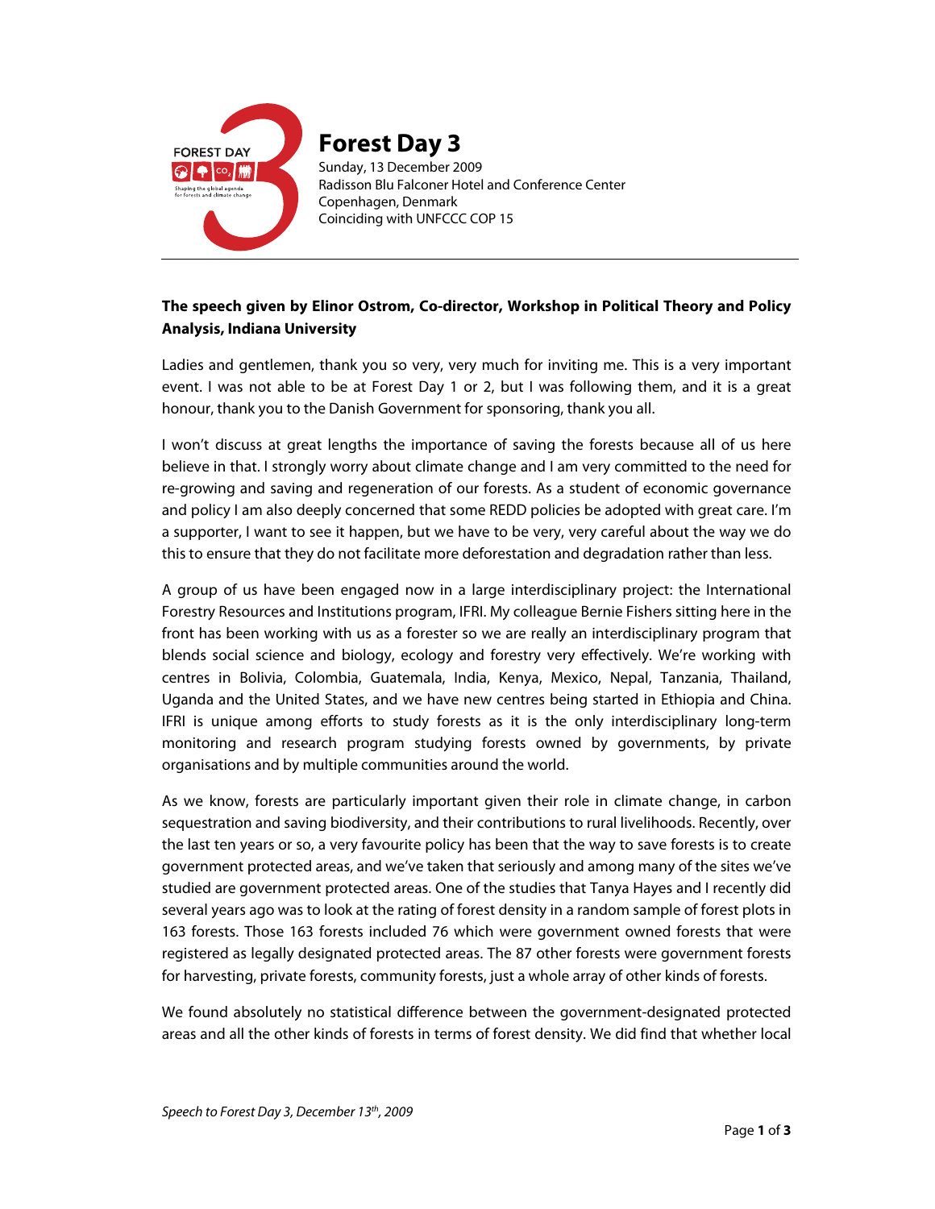# Forest Day 3

Sunday, 13 December 2009
Radisson Blu Falconer Hotel and Conference Center
Copenhagen, Denmark
Coinciding with UNFCCC COP 15

---

**The speech given by Elinor Ostrom, Co-director, Workshop in Political Theory and Policy Analysis, Indiana University**

Ladies and gentlemen, thank you so very, very much for inviting me. This is a very important event. I was not able to be at Forest Day 1 or 2, but I was following them, and it is a great honour, thank you to the Danish Government for sponsoring, thank you all.

I won't discuss at great lengths the importance of saving the forests because all of us here believe in that. I strongly worry about climate change and I am very committed to the need for re-growing and saving and regeneration of our forests. As a student of economic governance and policy I am also deeply concerned that some REDD policies be adopted with great care. I'm a supporter, I want to see it happen, but we have to be very, very careful about the way we do this to ensure that they do not facilitate more deforestation and degradation rather than less.

A group of us have been engaged now in a large interdisciplinary project: the International Forestry Resources and Institutions program, IFRI. My colleague Bernie Fishers sitting here in the front has been working with us as a forester so we are really an interdisciplinary program that blends social science and biology, ecology and forestry very effectively. We're working with centres in Bolivia, Colombia, Guatemala, India, Kenya, Mexico, Nepal, Tanzania, Thailand, Uganda and the United States, and we have new centres being started in Ethiopia and China. IFRI is unique among efforts to study forests as it is the only interdisciplinary long-term monitoring and research program studying forests owned by governments, by private organisations and by multiple communities around the world.

As we know, forests are particularly important given their role in climate change, in carbon sequestration and saving biodiversity, and their contributions to rural livelihoods. Recently, over the last ten years or so, a very favourite policy has been that the way to save forests is to create government protected areas, and we've taken that seriously and among many of the sites we've studied are government protected areas. One of the studies that Tanya Hayes and I recently did several years ago was to look at the rating of forest density in a random sample of forest plots in 163 forests. Those 163 forests included 76 which were government owned forests that were registered as legally designated protected areas. The 87 other forests were government forests for harvesting, private forests, community forests, just a whole array of other kinds of forests.

We found absolutely no statistical difference between the government-designated protected areas and all the other kinds of forests in terms of forest density. We did find that whether local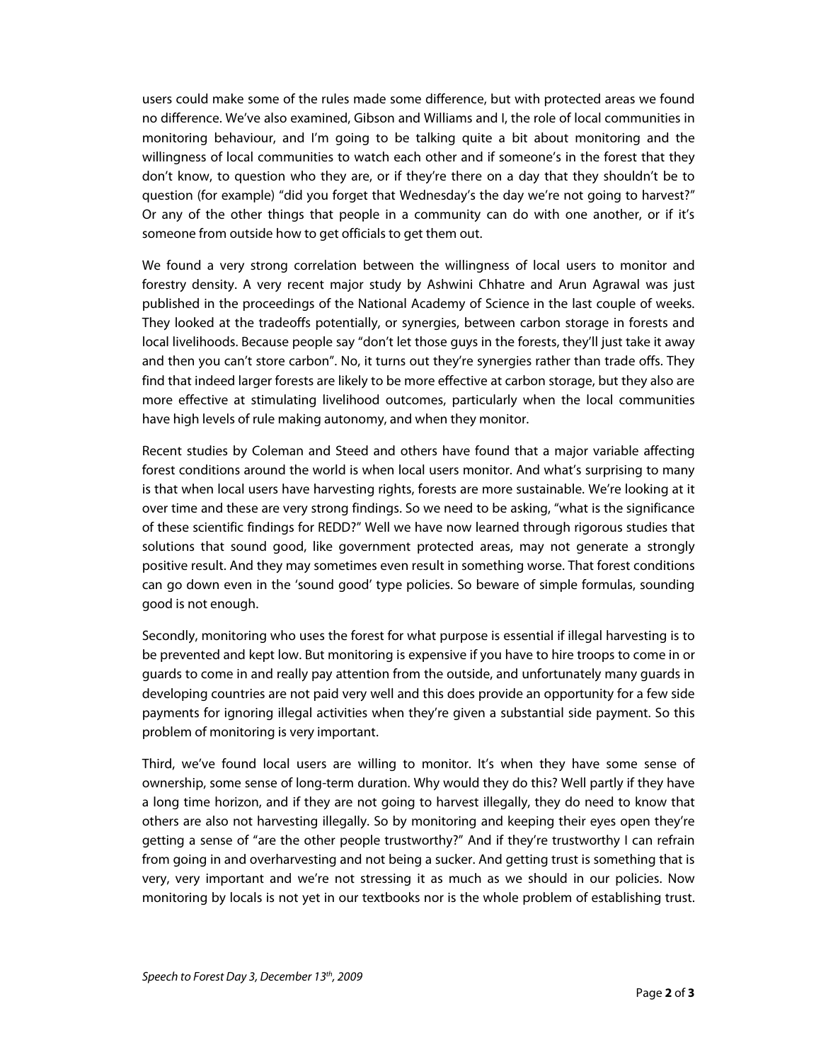users could make some of the rules made some difference, but with protected areas we found no difference. We've also examined, Gibson and Williams and I, the role of local communities in monitoring behaviour, and I'm going to be talking quite a bit about monitoring and the willingness of local communities to watch each other and if someone's in the forest that they don't know, to question who they are, or if they're there on a day that they shouldn't be to question (for example) "did you forget that Wednesday's the day we're not going to harvest?" Or any of the other things that people in a community can do with one another, or if it's someone from outside how to get officials to get them out.

We found a very strong correlation between the willingness of local users to monitor and forestry density. A very recent major study by Ashwini Chhatre and Arun Agrawal was just published in the proceedings of the National Academy of Science in the last couple of weeks. They looked at the tradeoffs potentially, or synergies, between carbon storage in forests and local livelihoods. Because people say "don't let those guys in the forests, they'll just take it away and then you can't store carbon". No, it turns out they're synergies rather than trade offs. They find that indeed larger forests are likely to be more effective at carbon storage, but they also are more effective at stimulating livelihood outcomes, particularly when the local communities have high levels of rule making autonomy, and when they monitor.

Recent studies by Coleman and Steed and others have found that a major variable affecting forest conditions around the world is when local users monitor. And what's surprising to many is that when local users have harvesting rights, forests are more sustainable. We're looking at it over time and these are very strong findings. So we need to be asking, "what is the significance of these scientific findings for REDD?" Well we have now learned through rigorous studies that solutions that sound good, like government protected areas, may not generate a strongly positive result. And they may sometimes even result in something worse. That forest conditions can go down even in the 'sound good' type policies. So beware of simple formulas, sounding good is not enough.

Secondly, monitoring who uses the forest for what purpose is essential if illegal harvesting is to be prevented and kept low. But monitoring is expensive if you have to hire troops to come in or guards to come in and really pay attention from the outside, and unfortunately many guards in developing countries are not paid very well and this does provide an opportunity for a few side payments for ignoring illegal activities when they're given a substantial side payment. So this problem of monitoring is very important.

Third, we've found local users are willing to monitor. It's when they have some sense of ownership, some sense of long-term duration. Why would they do this? Well partly if they have a long time horizon, and if they are not going to harvest illegally, they do need to know that others are also not harvesting illegally. So by monitoring and keeping their eyes open they're getting a sense of "are the other people trustworthy?" And if they're trustworthy I can refrain from going in and overharvesting and not being a sucker. And getting trust is something that is very, very important and we're not stressing it as much as we should in our policies. Now monitoring by locals is not yet in our textbooks nor is the whole problem of establishing trust.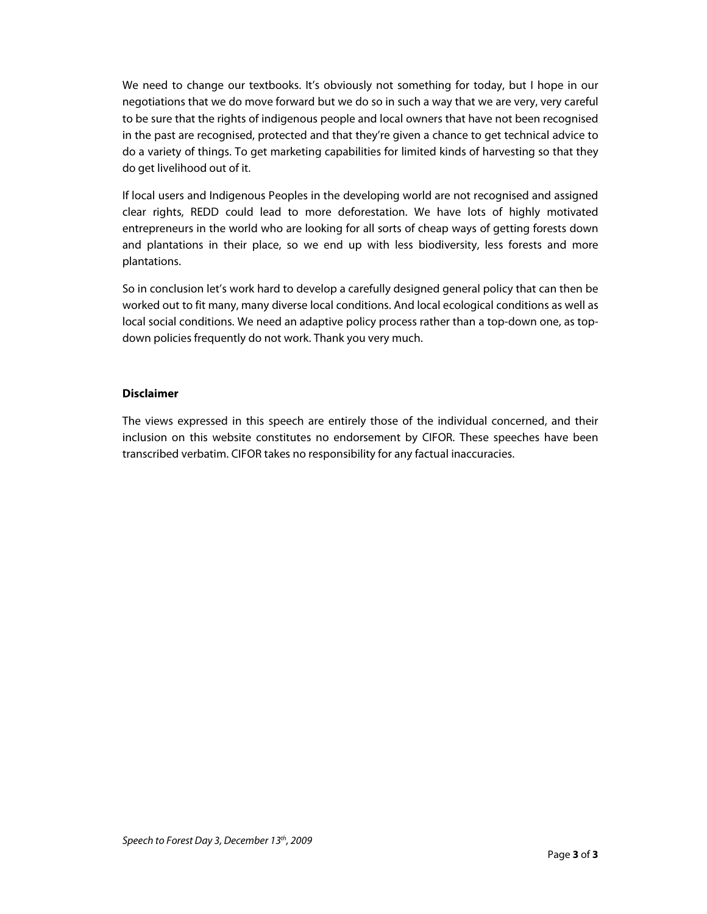We need to change our textbooks. It's obviously not something for today, but I hope in our negotiations that we do move forward but we do so in such a way that we are very, very careful to be sure that the rights of indigenous people and local owners that have not been recognised in the past are recognised, protected and that they're given a chance to get technical advice to do a variety of things. To get marketing capabilities for limited kinds of harvesting so that they do get livelihood out of it.

If local users and Indigenous Peoples in the developing world are not recognised and assigned clear rights, REDD could lead to more deforestation. We have lots of highly motivated entrepreneurs in the world who are looking for all sorts of cheap ways of getting forests down and plantations in their place, so we end up with less biodiversity, less forests and more plantations.

So in conclusion let's work hard to develop a carefully designed general policy that can then be worked out to fit many, many diverse local conditions. And local ecological conditions as well as local social conditions. We need an adaptive policy process rather than a top-down one, as top-down policies frequently do not work. Thank you very much.

**Disclaimer**

The views expressed in this speech are entirely those of the individual concerned, and their inclusion on this website constitutes no endorsement by CIFOR. These speeches have been transcribed verbatim. CIFOR takes no responsibility for any factual inaccuracies.